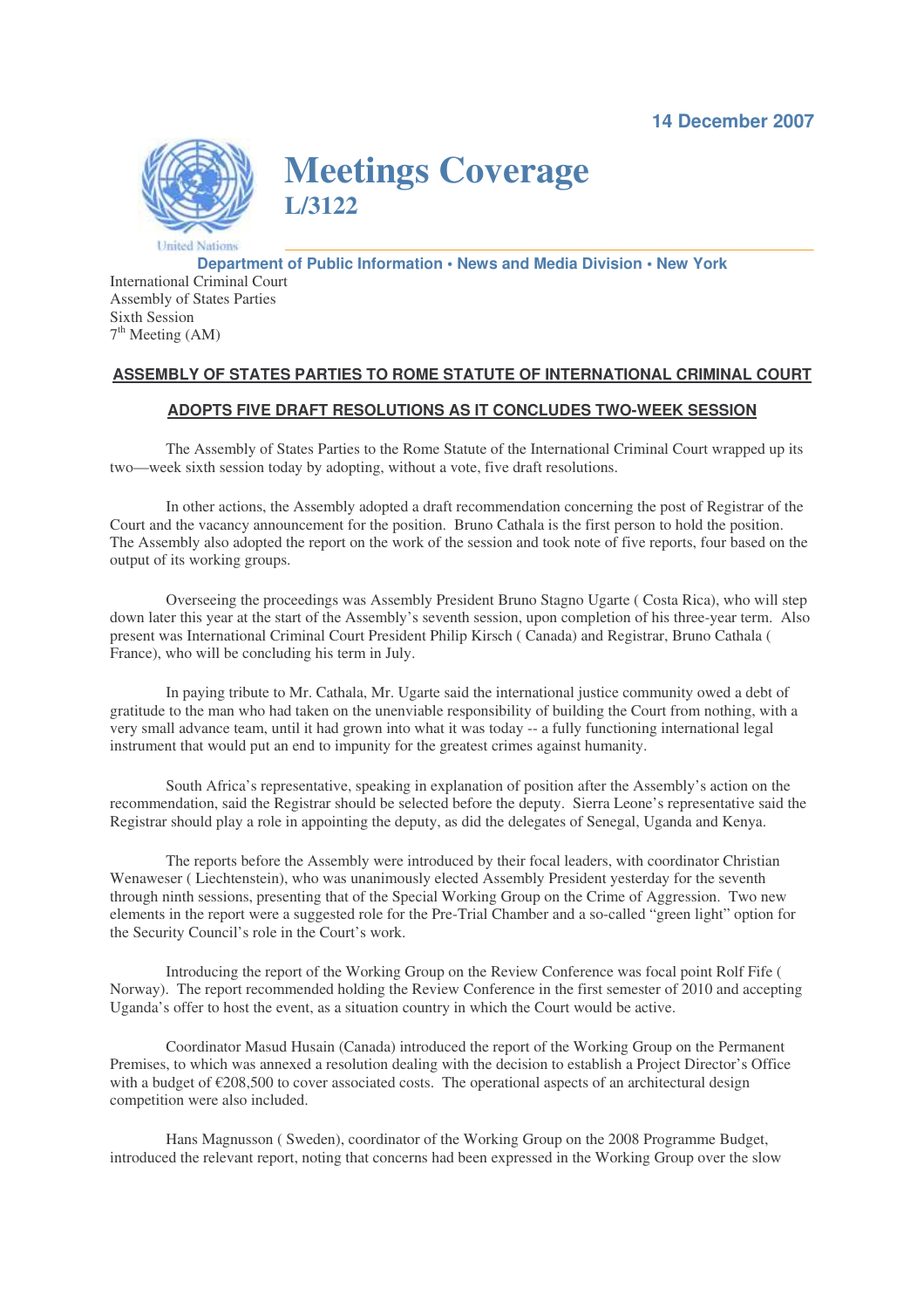14 December 2007

# Meetings Coverage

**L/3122**

Department of Public Information • News and Media Division • New York

International Criminal Court
Assembly of States Parties
Sixth Session
7th Meeting (AM)

## ASSEMBLY OF STATES PARTIES TO ROME STATUTE OF INTERNATIONAL CRIMINAL COURT

## ADOPTS FIVE DRAFT RESOLUTIONS AS IT CONCLUDES TWO-WEEK SESSION

The Assembly of States Parties to the Rome Statute of the International Criminal Court wrapped up its two—week sixth session today by adopting, without a vote, five draft resolutions.

In other actions, the Assembly adopted a draft recommendation concerning the post of Registrar of the Court and the vacancy announcement for the position. Bruno Cathala is the first person to hold the position. The Assembly also adopted the report on the work of the session and took note of five reports, four based on the output of its working groups.

Overseeing the proceedings was Assembly President Bruno Stagno Ugarte ( Costa Rica), who will step down later this year at the start of the Assembly's seventh session, upon completion of his three-year term. Also present was International Criminal Court President Philip Kirsch ( Canada) and Registrar, Bruno Cathala ( France), who will be concluding his term in July.

In paying tribute to Mr. Cathala, Mr. Ugarte said the international justice community owed a debt of gratitude to the man who had taken on the unenviable responsibility of building the Court from nothing, with a very small advance team, until it had grown into what it was today -- a fully functioning international legal instrument that would put an end to impunity for the greatest crimes against humanity.

South Africa's representative, speaking in explanation of position after the Assembly's action on the recommendation, said the Registrar should be selected before the deputy. Sierra Leone's representative said the Registrar should play a role in appointing the deputy, as did the delegates of Senegal, Uganda and Kenya.

The reports before the Assembly were introduced by their focal leaders, with coordinator Christian Wenaweser ( Liechtenstein), who was unanimously elected Assembly President yesterday for the seventh through ninth sessions, presenting that of the Special Working Group on the Crime of Aggression. Two new elements in the report were a suggested role for the Pre-Trial Chamber and a so-called "green light" option for the Security Council's role in the Court's work.

Introducing the report of the Working Group on the Review Conference was focal point Rolf Fife ( Norway). The report recommended holding the Review Conference in the first semester of 2010 and accepting Uganda's offer to host the event, as a situation country in which the Court would be active.

Coordinator Masud Husain (Canada) introduced the report of the Working Group on the Permanent Premises, to which was annexed a resolution dealing with the decision to establish a Project Director's Office with a budget of €208,500 to cover associated costs. The operational aspects of an architectural design competition were also included.

Hans Magnusson ( Sweden), coordinator of the Working Group on the 2008 Programme Budget, introduced the relevant report, noting that concerns had been expressed in the Working Group over the slow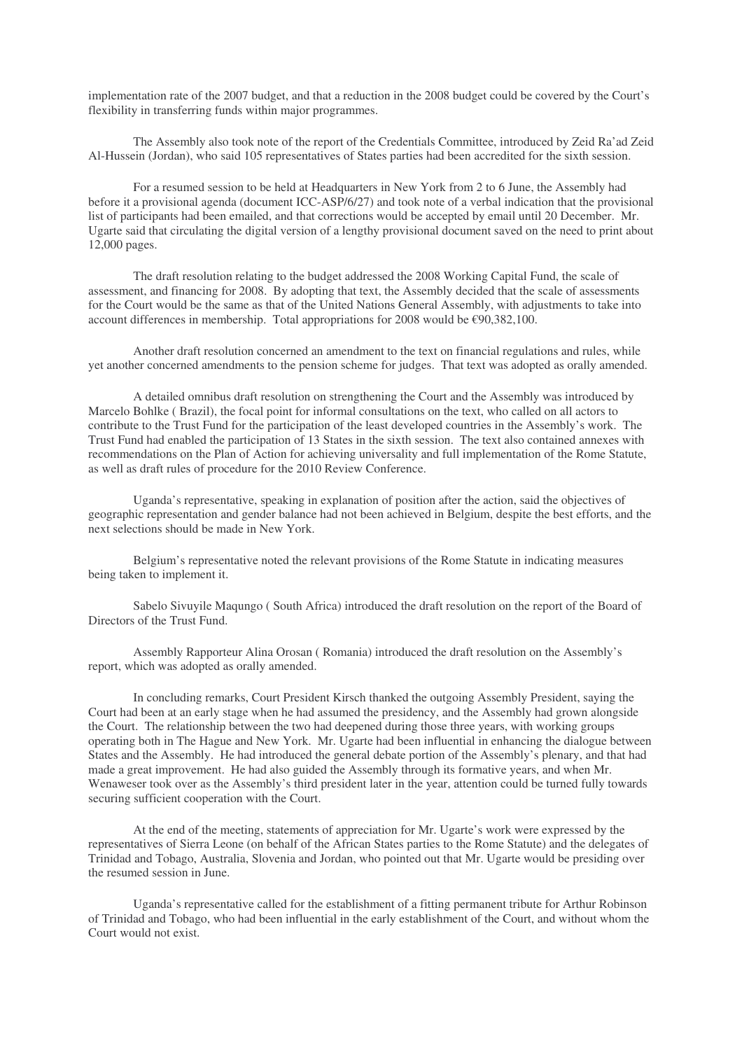implementation rate of the 2007 budget, and that a reduction in the 2008 budget could be covered by the Court's flexibility in transferring funds within major programmes.

The Assembly also took note of the report of the Credentials Committee, introduced by Zeid Ra'ad Zeid Al-Hussein (Jordan), who said 105 representatives of States parties had been accredited for the sixth session.

For a resumed session to be held at Headquarters in New York from 2 to 6 June, the Assembly had before it a provisional agenda (document ICC-ASP/6/27) and took note of a verbal indication that the provisional list of participants had been emailed, and that corrections would be accepted by email until 20 December. Mr. Ugarte said that circulating the digital version of a lengthy provisional document saved on the need to print about 12,000 pages.

The draft resolution relating to the budget addressed the 2008 Working Capital Fund, the scale of assessment, and financing for 2008. By adopting that text, the Assembly decided that the scale of assessments for the Court would be the same as that of the United Nations General Assembly, with adjustments to take into account differences in membership. Total appropriations for 2008 would be €90,382,100.

Another draft resolution concerned an amendment to the text on financial regulations and rules, while yet another concerned amendments to the pension scheme for judges. That text was adopted as orally amended.

A detailed omnibus draft resolution on strengthening the Court and the Assembly was introduced by Marcelo Bohlke ( Brazil), the focal point for informal consultations on the text, who called on all actors to contribute to the Trust Fund for the participation of the least developed countries in the Assembly's work. The Trust Fund had enabled the participation of 13 States in the sixth session. The text also contained annexes with recommendations on the Plan of Action for achieving universality and full implementation of the Rome Statute, as well as draft rules of procedure for the 2010 Review Conference.

Uganda's representative, speaking in explanation of position after the action, said the objectives of geographic representation and gender balance had not been achieved in Belgium, despite the best efforts, and the next selections should be made in New York.

Belgium's representative noted the relevant provisions of the Rome Statute in indicating measures being taken to implement it.

Sabelo Sivuyile Maqungo ( South Africa) introduced the draft resolution on the report of the Board of Directors of the Trust Fund.

Assembly Rapporteur Alina Orosan ( Romania) introduced the draft resolution on the Assembly's report, which was adopted as orally amended.

In concluding remarks, Court President Kirsch thanked the outgoing Assembly President, saying the Court had been at an early stage when he had assumed the presidency, and the Assembly had grown alongside the Court. The relationship between the two had deepened during those three years, with working groups operating both in The Hague and New York. Mr. Ugarte had been influential in enhancing the dialogue between States and the Assembly. He had introduced the general debate portion of the Assembly's plenary, and that had made a great improvement. He had also guided the Assembly through its formative years, and when Mr. Wenaweser took over as the Assembly's third president later in the year, attention could be turned fully towards securing sufficient cooperation with the Court.

At the end of the meeting, statements of appreciation for Mr. Ugarte's work were expressed by the representatives of Sierra Leone (on behalf of the African States parties to the Rome Statute) and the delegates of Trinidad and Tobago, Australia, Slovenia and Jordan, who pointed out that Mr. Ugarte would be presiding over the resumed session in June.

Uganda's representative called for the establishment of a fitting permanent tribute for Arthur Robinson of Trinidad and Tobago, who had been influential in the early establishment of the Court, and without whom the Court would not exist.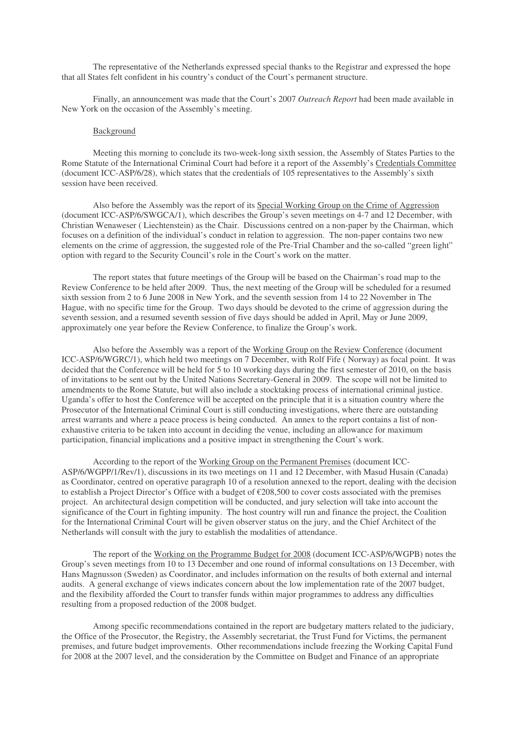The representative of the Netherlands expressed special thanks to the Registrar and expressed the hope that all States felt confident in his country's conduct of the Court's permanent structure.

Finally, an announcement was made that the Court's 2007 *Outreach Report* had been made available in New York on the occasion of the Assembly's meeting.

## Background

Meeting this morning to conclude its two-week-long sixth session, the Assembly of States Parties to the Rome Statute of the International Criminal Court had before it a report of the Assembly's Credentials Committee (document ICC-ASP/6/28), which states that the credentials of 105 representatives to the Assembly's sixth session have been received.

Also before the Assembly was the report of its Special Working Group on the Crime of Aggression (document ICC-ASP/6/SWGCA/1), which describes the Group's seven meetings on 4-7 and 12 December, with Christian Wenaweser ( Liechtenstein) as the Chair. Discussions centred on a non-paper by the Chairman, which focuses on a definition of the individual's conduct in relation to aggression. The non-paper contains two new elements on the crime of aggression, the suggested role of the Pre-Trial Chamber and the so-called "green light" option with regard to the Security Council's role in the Court's work on the matter.

The report states that future meetings of the Group will be based on the Chairman's road map to the Review Conference to be held after 2009. Thus, the next meeting of the Group will be scheduled for a resumed sixth session from 2 to 6 June 2008 in New York, and the seventh session from 14 to 22 November in The Hague, with no specific time for the Group. Two days should be devoted to the crime of aggression during the seventh session, and a resumed seventh session of five days should be added in April, May or June 2009, approximately one year before the Review Conference, to finalize the Group's work.

Also before the Assembly was a report of the Working Group on the Review Conference (document ICC-ASP/6/WGRC/1), which held two meetings on 7 December, with Rolf Fife ( Norway) as focal point. It was decided that the Conference will be held for 5 to 10 working days during the first semester of 2010, on the basis of invitations to be sent out by the United Nations Secretary-General in 2009. The scope will not be limited to amendments to the Rome Statute, but will also include a stocktaking process of international criminal justice. Uganda's offer to host the Conference will be accepted on the principle that it is a situation country where the Prosecutor of the International Criminal Court is still conducting investigations, where there are outstanding arrest warrants and where a peace process is being conducted. An annex to the report contains a list of non-exhaustive criteria to be taken into account in deciding the venue, including an allowance for maximum participation, financial implications and a positive impact in strengthening the Court's work.

According to the report of the Working Group on the Permanent Premises (document ICC-ASP/6/WGPP/1/Rev/1), discussions in its two meetings on 11 and 12 December, with Masud Husain (Canada) as Coordinator, centred on operative paragraph 10 of a resolution annexed to the report, dealing with the decision to establish a Project Director's Office with a budget of €208,500 to cover costs associated with the premises project. An architectural design competition will be conducted, and jury selection will take into account the significance of the Court in fighting impunity. The host country will run and finance the project, the Coalition for the International Criminal Court will be given observer status on the jury, and the Chief Architect of the Netherlands will consult with the jury to establish the modalities of attendance.

The report of the Working on the Programme Budget for 2008 (document ICC-ASP/6/WGPB) notes the Group's seven meetings from 10 to 13 December and one round of informal consultations on 13 December, with Hans Magnusson (Sweden) as Coordinator, and includes information on the results of both external and internal audits. A general exchange of views indicates concern about the low implementation rate of the 2007 budget, and the flexibility afforded the Court to transfer funds within major programmes to address any difficulties resulting from a proposed reduction of the 2008 budget.

Among specific recommendations contained in the report are budgetary matters related to the judiciary, the Office of the Prosecutor, the Registry, the Assembly secretariat, the Trust Fund for Victims, the permanent premises, and future budget improvements. Other recommendations include freezing the Working Capital Fund for 2008 at the 2007 level, and the consideration by the Committee on Budget and Finance of an appropriate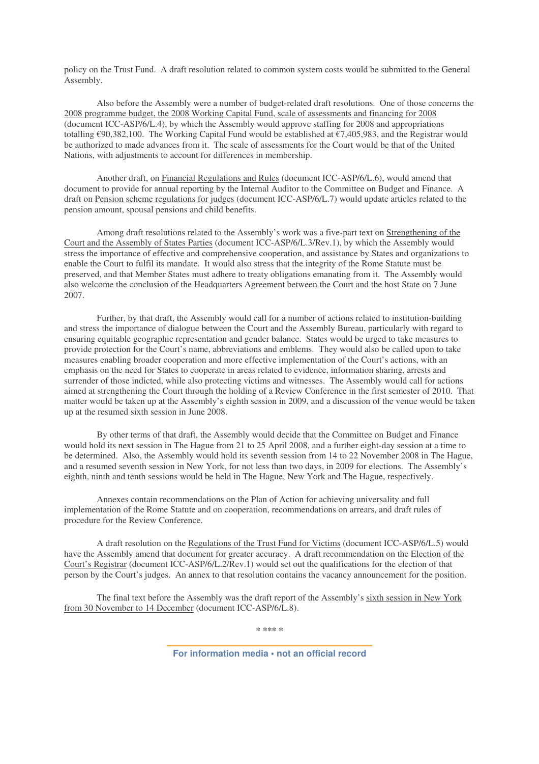policy on the Trust Fund. A draft resolution related to common system costs would be submitted to the General Assembly.

Also before the Assembly were a number of budget-related draft resolutions. One of those concerns the 2008 programme budget, the 2008 Working Capital Fund, scale of assessments and financing for 2008 (document ICC-ASP/6/L.4), by which the Assembly would approve staffing for 2008 and appropriations totalling €90,382,100. The Working Capital Fund would be established at €7,405,983, and the Registrar would be authorized to made advances from it. The scale of assessments for the Court would be that of the United Nations, with adjustments to account for differences in membership.

Another draft, on Financial Regulations and Rules (document ICC-ASP/6/L.6), would amend that document to provide for annual reporting by the Internal Auditor to the Committee on Budget and Finance. A draft on Pension scheme regulations for judges (document ICC-ASP/6/L.7) would update articles related to the pension amount, spousal pensions and child benefits.

Among draft resolutions related to the Assembly's work was a five-part text on Strengthening of the Court and the Assembly of States Parties (document ICC-ASP/6/L.3/Rev.1), by which the Assembly would stress the importance of effective and comprehensive cooperation, and assistance by States and organizations to enable the Court to fulfil its mandate. It would also stress that the integrity of the Rome Statute must be preserved, and that Member States must adhere to treaty obligations emanating from it. The Assembly would also welcome the conclusion of the Headquarters Agreement between the Court and the host State on 7 June 2007.

Further, by that draft, the Assembly would call for a number of actions related to institution-building and stress the importance of dialogue between the Court and the Assembly Bureau, particularly with regard to ensuring equitable geographic representation and gender balance. States would be urged to take measures to provide protection for the Court's name, abbreviations and emblems. They would also be called upon to take measures enabling broader cooperation and more effective implementation of the Court's actions, with an emphasis on the need for States to cooperate in areas related to evidence, information sharing, arrests and surrender of those indicted, while also protecting victims and witnesses. The Assembly would call for actions aimed at strengthening the Court through the holding of a Review Conference in the first semester of 2010. That matter would be taken up at the Assembly's eighth session in 2009, and a discussion of the venue would be taken up at the resumed sixth session in June 2008.

By other terms of that draft, the Assembly would decide that the Committee on Budget and Finance would hold its next session in The Hague from 21 to 25 April 2008, and a further eight-day session at a time to be determined. Also, the Assembly would hold its seventh session from 14 to 22 November 2008 in The Hague, and a resumed seventh session in New York, for not less than two days, in 2009 for elections. The Assembly's eighth, ninth and tenth sessions would be held in The Hague, New York and The Hague, respectively.

Annexes contain recommendations on the Plan of Action for achieving universality and full implementation of the Rome Statute and on cooperation, recommendations on arrears, and draft rules of procedure for the Review Conference.

A draft resolution on the Regulations of the Trust Fund for Victims (document ICC-ASP/6/L.5) would have the Assembly amend that document for greater accuracy. A draft recommendation on the Election of the Court's Registrar (document ICC-ASP/6/L.2/Rev.1) would set out the qualifications for the election of that person by the Court's judges. An annex to that resolution contains the vacancy announcement for the position.

The final text before the Assembly was the draft report of the Assembly's sixth session in New York from 30 November to 14 December (document ICC-ASP/6/L.8).

* *** *

**For information media • not an official record**